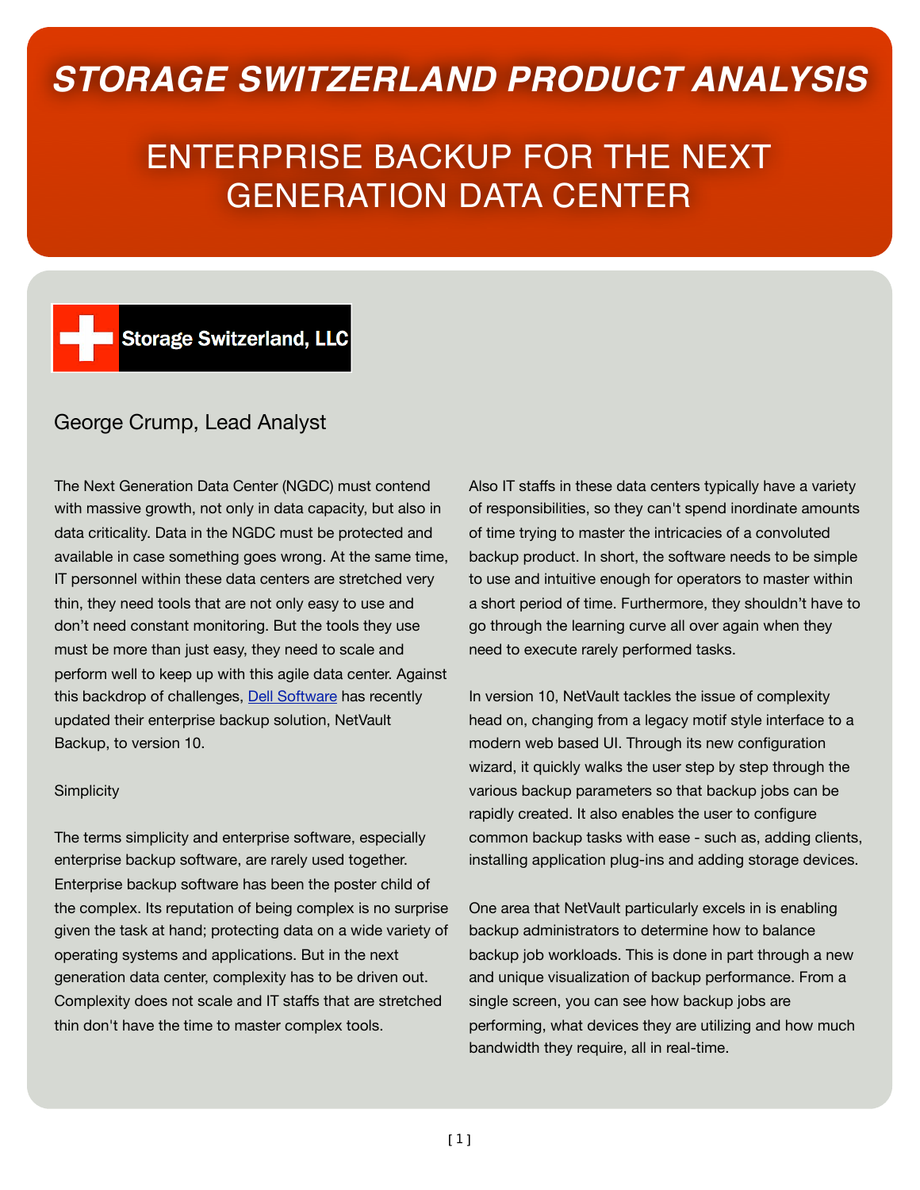# STORAGE SWITZERLAND PRODUCT ANALYSIS

## ENTERPRISE BACKUP FOR THE NEXT GENERATION DATA CENTER

Storage Switzerland, LLC

George Crump, Lead Analyst

The Next Generation Data Center (NGDC) must contend with massive growth, not only in data capacity, but also in data criticality. Data in the NGDC must be protected and available in case something goes wrong. At the same time, IT personnel within these data centers are stretched very thin, they need tools that are not only easy to use and don't need constant monitoring. But the tools they use must be more than just easy, they need to scale and perform well to keep up with this agile data center. Against this backdrop of challenges, Dell Software has recently updated their enterprise backup solution, NetVault Backup, to version 10.

### Simplicity

The terms simplicity and enterprise software, especially enterprise backup software, are rarely used together. Enterprise backup software has been the poster child of the complex. Its reputation of being complex is no surprise given the task at hand; protecting data on a wide variety of operating systems and applications. But in the next generation data center, complexity has to be driven out. Complexity does not scale and IT staffs that are stretched thin don't have the time to master complex tools.

Also IT staffs in these data centers typically have a variety of responsibilities, so they can't spend inordinate amounts of time trying to master the intricacies of a convoluted backup product. In short, the software needs to be simple to use and intuitive enough for operators to master within a short period of time. Furthermore, they shouldn't have to go through the learning curve all over again when they need to execute rarely performed tasks.

In version 10, NetVault tackles the issue of complexity head on, changing from a legacy motif style interface to a modern web based UI. Through its new configuration wizard, it quickly walks the user step by step through the various backup parameters so that backup jobs can be rapidly created. It also enables the user to configure common backup tasks with ease - such as, adding clients, installing application plug-ins and adding storage devices.

One area that NetVault particularly excels in is enabling backup administrators to determine how to balance backup job workloads. This is done in part through a new and unique visualization of backup performance. From a single screen, you can see how backup jobs are performing, what devices they are utilizing and how much bandwidth they require, all in real-time.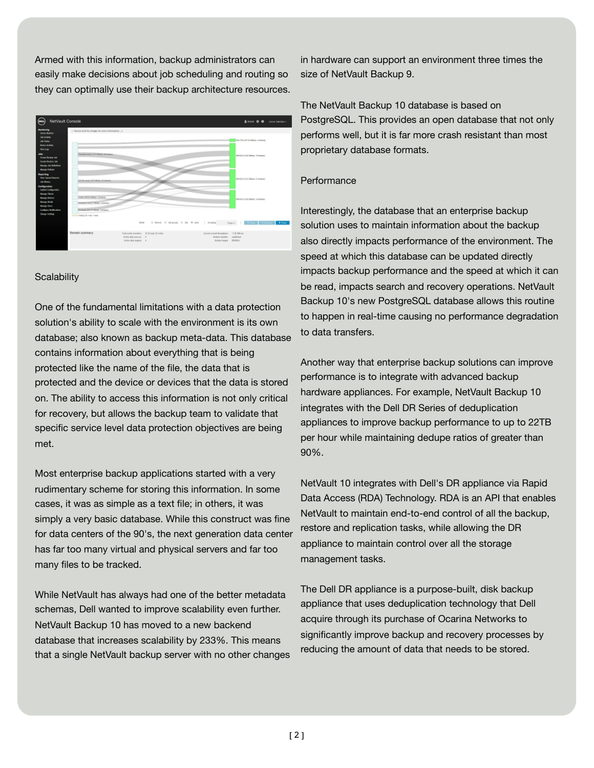Armed with this information, backup administrators can easily make decisions about job scheduling and routing so they can optimally use their backup architecture resources.

## Scalability

One of the fundamental limitations with a data protection solution's ability to scale with the environment is its own database; also known as backup meta-data. This database contains information about everything that is being protected like the name of the file, the data that is protected and the device or devices that the data is stored on. The ability to access this information is not only critical for recovery, but allows the backup team to validate that specific service level data protection objectives are being met.

Most enterprise backup applications started with a very rudimentary scheme for storing this information. In some cases, it was as simple as a text file; in others, it was simply a very basic database. While this construct was fine for data centers of the 90's, the next generation data center has far too many virtual and physical servers and far too many files to be tracked.

While NetVault has always had one of the better metadata schemas, Dell wanted to improve scalability even further. NetVault Backup 10 has moved to a new backend database that increases scalability by 233%. This means that a single NetVault backup server with no other changes in hardware can support an environment three times the size of NetVault Backup 9.

The NetVault Backup 10 database is based on PostgreSQL. This provides an open database that not only performs well, but it is far more crash resistant than most proprietary database formats.

## Performance

Interestingly, the database that an enterprise backup solution uses to maintain information about the backup also directly impacts performance of the environment. The speed at which this database can be updated directly impacts backup performance and the speed at which it can be read, impacts search and recovery operations. NetVault Backup 10's new PostgreSQL database allows this routine to happen in real-time causing no performance degradation to data transfers.

Another way that enterprise backup solutions can improve performance is to integrate with advanced backup hardware appliances. For example, NetVault Backup 10 integrates with the Dell DR Series of deduplication appliances to improve backup performance to up to 22TB per hour while maintaining dedupe ratios of greater than 90%.

NetVault 10 integrates with Dell's DR appliance via Rapid Data Access (RDA) Technology. RDA is an API that enables NetVault to maintain end-to-end control of all the backup, restore and replication tasks, while allowing the DR appliance to maintain control over all the storage management tasks.

The Dell DR appliance is a purpose-built, disk backup appliance that uses deduplication technology that Dell acquire through its purchase of Ocarina Networks to significantly improve backup and recovery processes by reducing the amount of data that needs to be stored.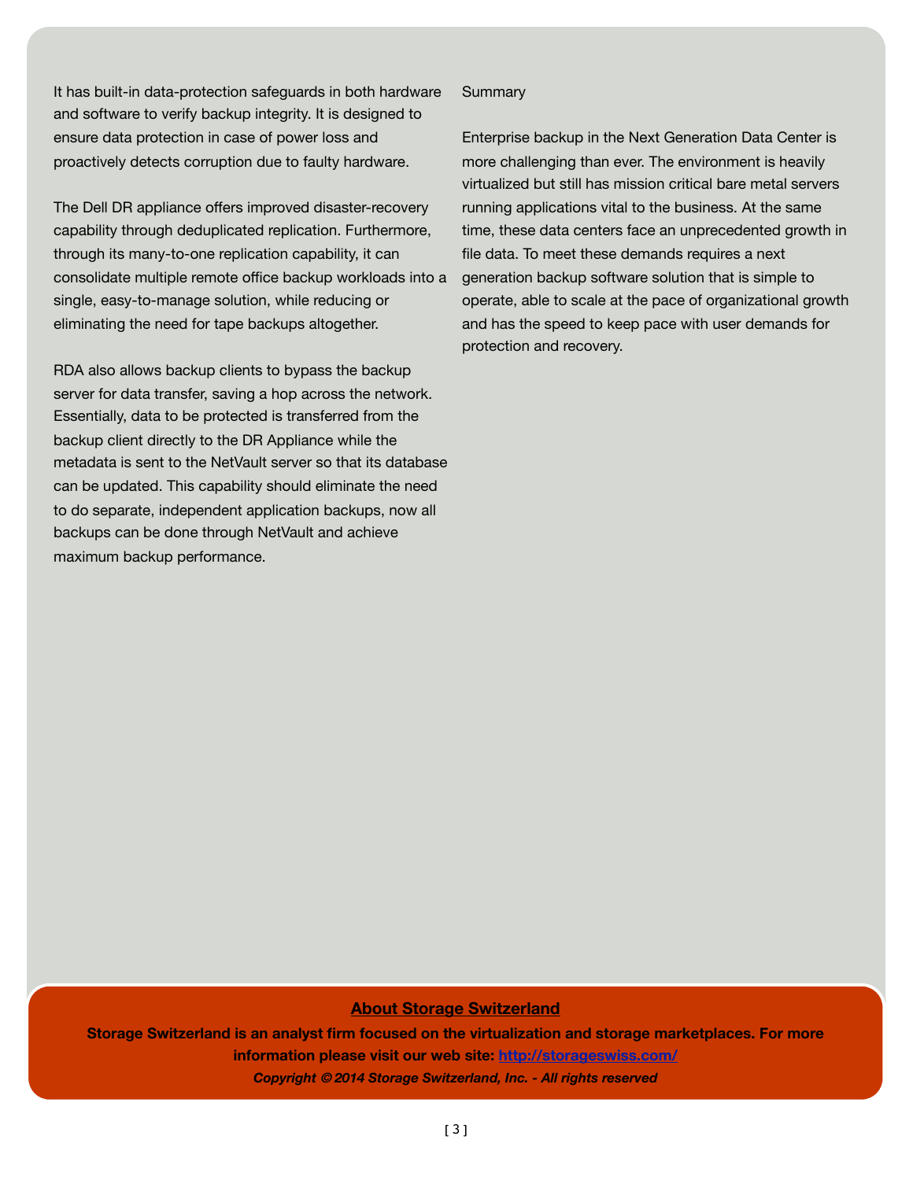It has built-in data-protection safeguards in both hardware and software to verify backup integrity. It is designed to ensure data protection in case of power loss and proactively detects corruption due to faulty hardware.

The Dell DR appliance offers improved disaster-recovery capability through deduplicated replication. Furthermore, through its many-to-one replication capability, it can consolidate multiple remote office backup workloads into a single, easy-to-manage solution, while reducing or eliminating the need for tape backups altogether.

RDA also allows backup clients to bypass the backup server for data transfer, saving a hop across the network. Essentially, data to be protected is transferred from the backup client directly to the DR Appliance while the metadata is sent to the NetVault server so that its database can be updated. This capability should eliminate the need to do separate, independent application backups, now all backups can be done through NetVault and achieve maximum backup performance.

## Summary

Enterprise backup in the Next Generation Data Center is more challenging than ever. The environment is heavily virtualized but still has mission critical bare metal servers running applications vital to the business. At the same time, these data centers face an unprecedented growth in file data. To meet these demands requires a next generation backup software solution that is simple to operate, able to scale at the pace of organizational growth and has the speed to keep pace with user demands for protection and recovery.

**About Storage Switzerland**

**Storage Switzerland is an analyst firm focused on the virtualization and storage marketplaces. For more information please visit our web site: http://storageswiss.com/**

***Copyright © 2014 Storage Switzerland, Inc. - All rights reserved***